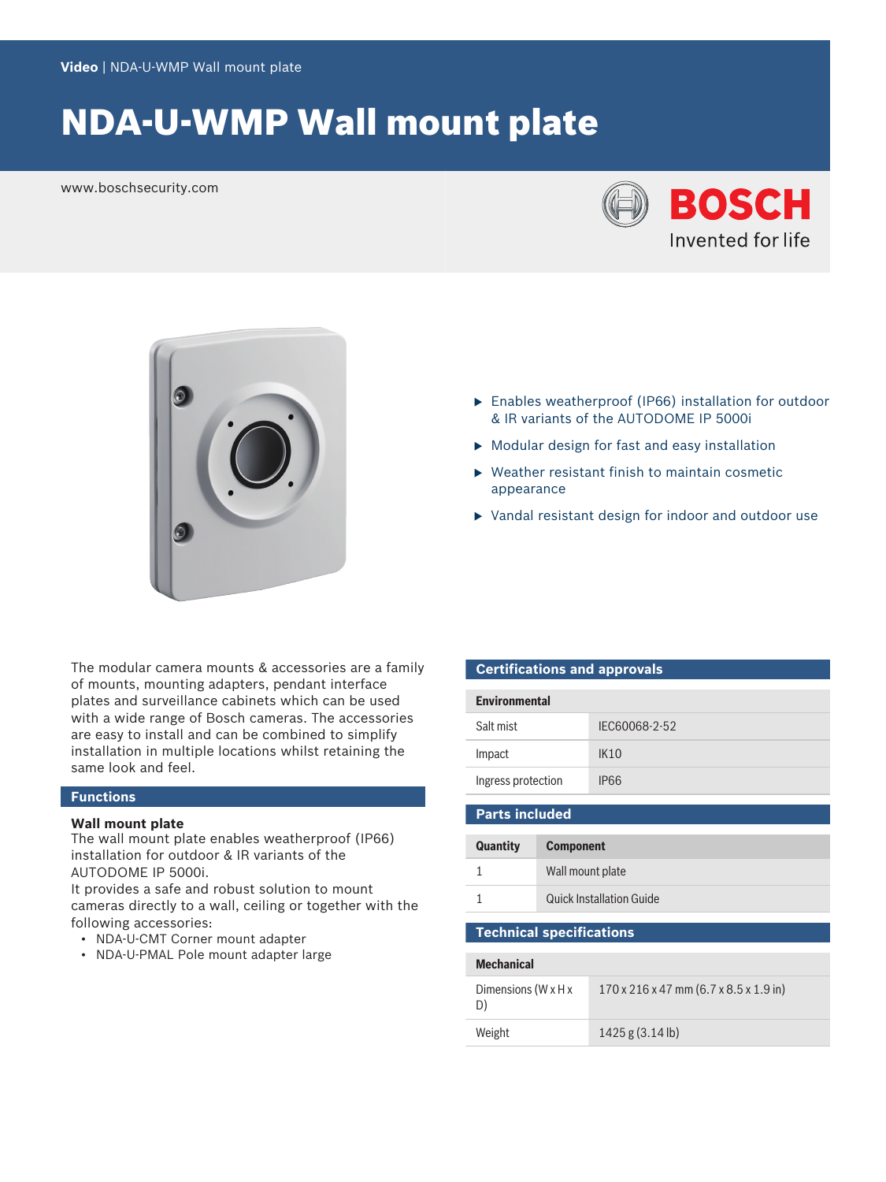Video | NDA-U-WMP Wall mount plate

# NDA-U-WMP Wall mount plate

www.boschsecurity.com

BOSCH
Invented for life

- Enables weatherproof (IP66) installation for outdoor & IR variants of the AUTODOME IP 5000i
- Modular design for fast and easy installation
- Weather resistant finish to maintain cosmetic appearance
- Vandal resistant design for indoor and outdoor use

The modular camera mounts & accessories are a family of mounts, mounting adapters, pendant interface plates and surveillance cabinets which can be used with a wide range of Bosch cameras. The accessories are easy to install and can be combined to simplify installation in multiple locations whilst retaining the same look and feel.

## Functions

### Wall mount plate

The wall mount plate enables weatherproof (IP66) installation for outdoor & IR variants of the AUTODOME IP 5000i.
It provides a safe and robust solution to mount cameras directly to a wall, ceiling or together with the following accessories:

- NDA-U-CMT Corner mount adapter
- NDA-U-PMAL Pole mount adapter large

## Certifications and approvals

| Environmental | |
|---|---|
| Salt mist | IEC60068-2-52 |
| Impact | IK10 |
| Ingress protection | IP66 |

## Parts included

| Quantity | Component |
|---|---|
| 1 | Wall mount plate |
| 1 | Quick Installation Guide |

## Technical specifications

| Mechanical | |
|---|---|
| Dimensions (W x H x D) | 170 x 216 x 47 mm (6.7 x 8.5 x 1.9 in) |
| Weight | 1425 g (3.14 lb) |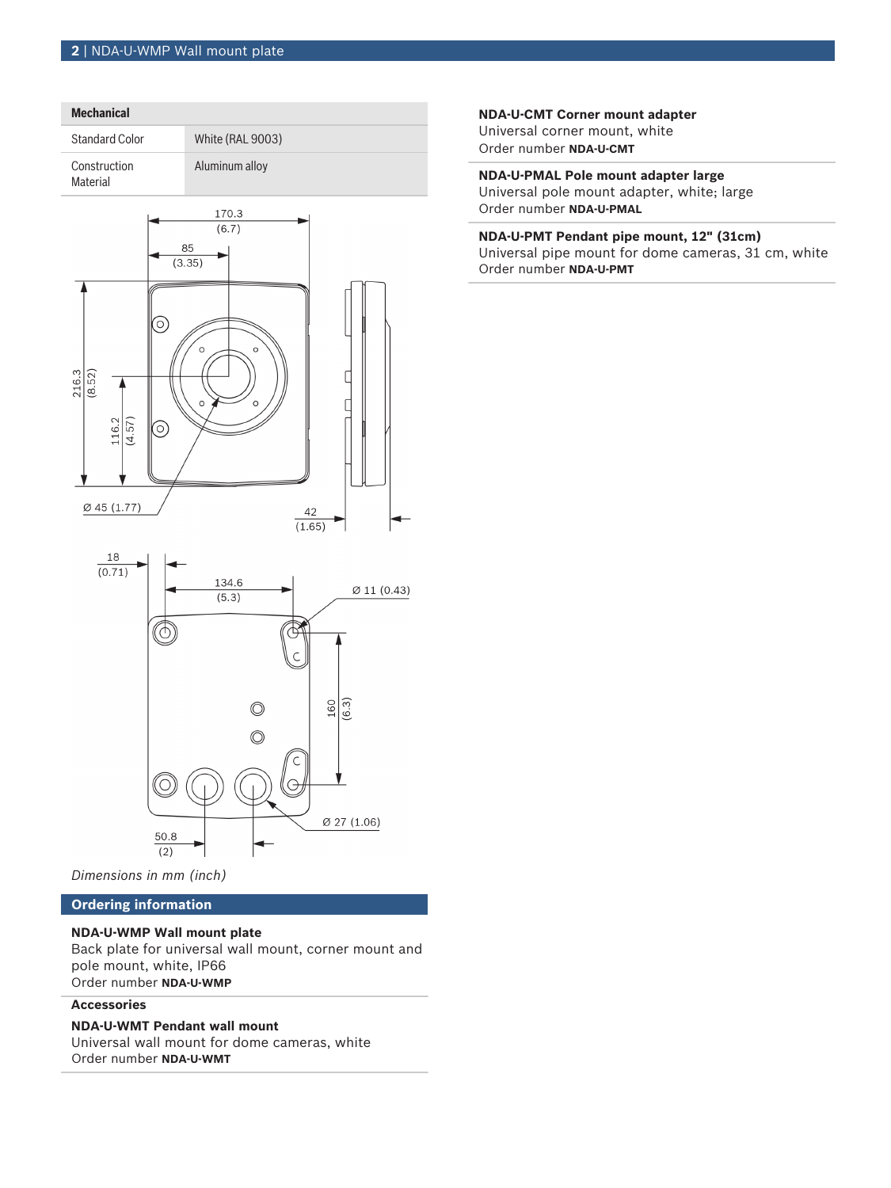| Mechanical | |
|---|---|
| Standard Color | White (RAL 9003) |
| Construction Material | Aluminum alloy |

*Dimensions in mm (inch)*

## Ordering information

**NDA-U-WMP Wall mount plate**
Back plate for universal wall mount, corner mount and pole mount, white, IP66
Order number **NDA-U-WMP**

**Accessories**

**NDA-U-WMT Pendant wall mount**
Universal wall mount for dome cameras, white
Order number **NDA-U-WMT**

**NDA-U-CMT Corner mount adapter**
Universal corner mount, white
Order number **NDA-U-CMT**

**NDA-U-PMAL Pole mount adapter large**
Universal pole mount adapter, white; large
Order number **NDA-U-PMAL**

**NDA-U-PMT Pendant pipe mount, 12" (31cm)**
Universal pipe mount for dome cameras, 31 cm, white
Order number **NDA-U-PMT**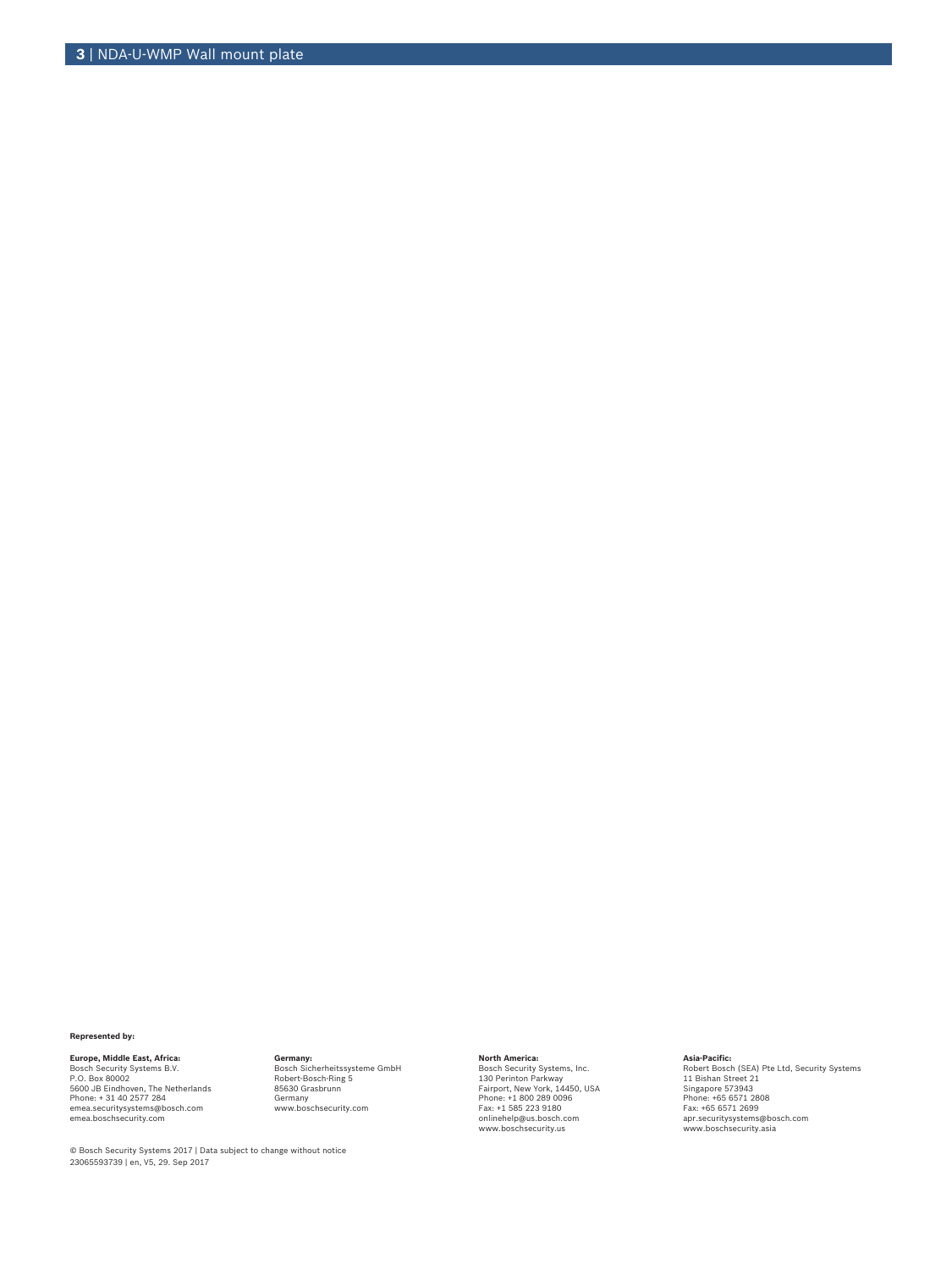**Represented by:**

**Europe, Middle East, Africa:**
Bosch Security Systems B.V.
P.O. Box 80002
5600 JB Eindhoven, The Netherlands
Phone: + 31 40 2577 284
emea.securitysystems@bosch.com
emea.boschsecurity.com

**Germany:**
Bosch Sicherheitssysteme GmbH
Robert-Bosch-Ring 5
85630 Grasbrunn
Germany
www.boschsecurity.com

**North America:**
Bosch Security Systems, Inc.
130 Perinton Parkway
Fairport, New York, 14450, USA
Phone: +1 800 289 0096
Fax: +1 585 223 9180
onlinehelp@us.bosch.com
www.boschsecurity.us

**Asia-Pacific:**
Robert Bosch (SEA) Pte Ltd, Security Systems
11 Bishan Street 21
Singapore 573943
Phone: +65 6571 2808
Fax: +65 6571 2699
apr.securitysystems@bosch.com
www.boschsecurity.asia

© Bosch Security Systems 2017 | Data subject to change without notice
23065593739 | en, V5, 29. Sep 2017